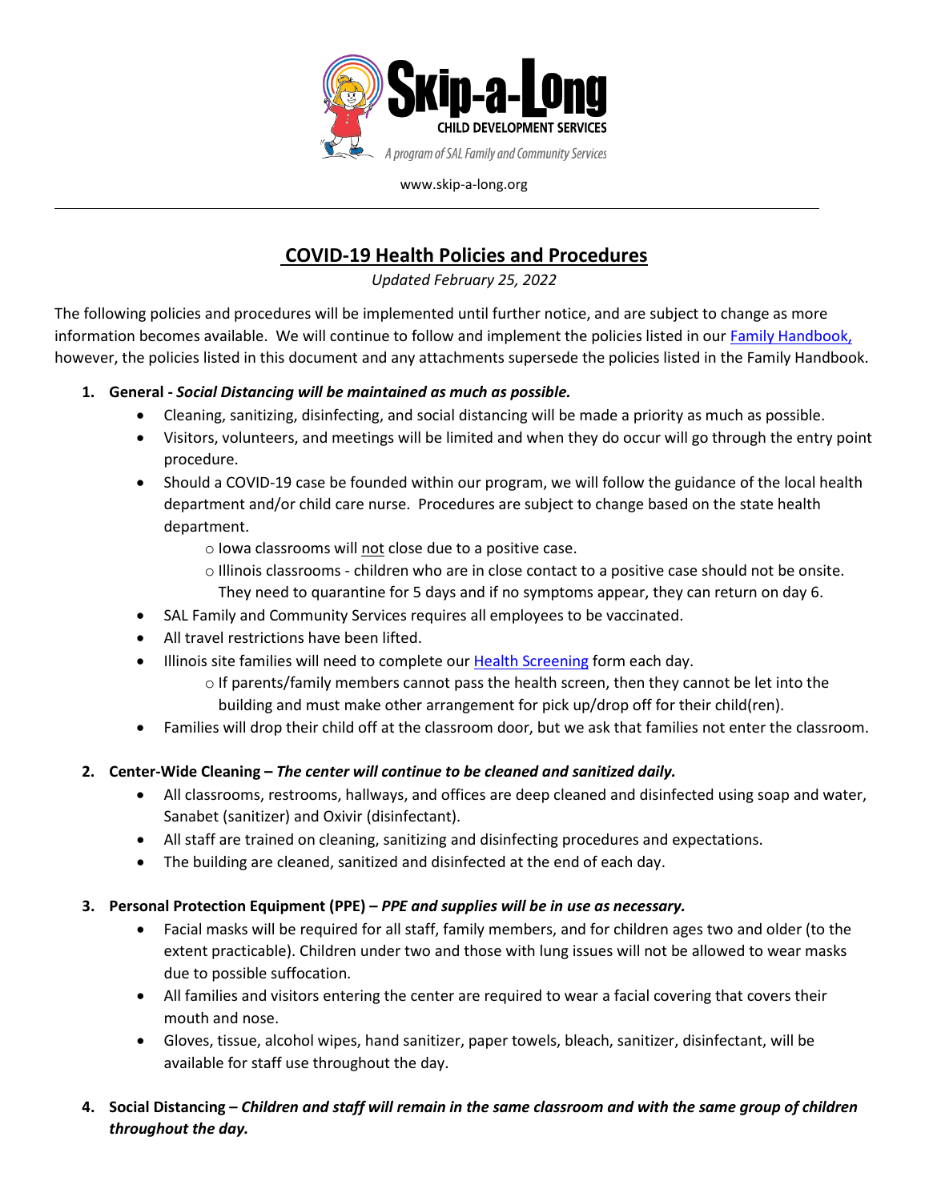Skip-a-Long

CHILD DEVELOPMENT SERVICES

*A program of SAL Family and Community Services*

www.skip-a-long.org

# COVID-19 Health Policies and Procedures

*Updated February 25, 2022*

The following policies and procedures will be implemented until further notice, and are subject to change as more information becomes available. We will continue to follow and implement the policies listed in our Family Handbook, however, the policies listed in this document and any attachments supersede the policies listed in the Family Handbook.

1. **General -** ***Social Distancing will be maintained as much as possible.***
   - Cleaning, sanitizing, disinfecting, and social distancing will be made a priority as much as possible.
   - Visitors, volunteers, and meetings will be limited and when they do occur will go through the entry point procedure.
   - Should a COVID-19 case be founded within our program, we will follow the guidance of the local health department and/or child care nurse. Procedures are subject to change based on the state health department.
     - Iowa classrooms will not close due to a positive case.
     - Illinois classrooms - children who are in close contact to a positive case should not be onsite. They need to quarantine for 5 days and if no symptoms appear, they can return on day 6.
   - SAL Family and Community Services requires all employees to be vaccinated.
   - All travel restrictions have been lifted.
   - Illinois site families will need to complete our Health Screening form each day.
     - If parents/family members cannot pass the health screen, then they cannot be let into the building and must make other arrangement for pick up/drop off for their child(ren).
   - Families will drop their child off at the classroom door, but we ask that families not enter the classroom.

2. **Center-Wide Cleaning –** ***The center will continue to be cleaned and sanitized daily.***
   - All classrooms, restrooms, hallways, and offices are deep cleaned and disinfected using soap and water, Sanabet (sanitizer) and Oxivir (disinfectant).
   - All staff are trained on cleaning, sanitizing and disinfecting procedures and expectations.
   - The building are cleaned, sanitized and disinfected at the end of each day.

3. **Personal Protection Equipment (PPE) –** ***PPE and supplies will be in use as necessary.***
   - Facial masks will be required for all staff, family members, and for children ages two and older (to the extent practicable). Children under two and those with lung issues will not be allowed to wear masks due to possible suffocation.
   - All families and visitors entering the center are required to wear a facial covering that covers their mouth and nose.
   - Gloves, tissue, alcohol wipes, hand sanitizer, paper towels, bleach, sanitizer, disinfectant, will be available for staff use throughout the day.

4. **Social Distancing –** ***Children and staff will remain in the same classroom and with the same group of children throughout the day.***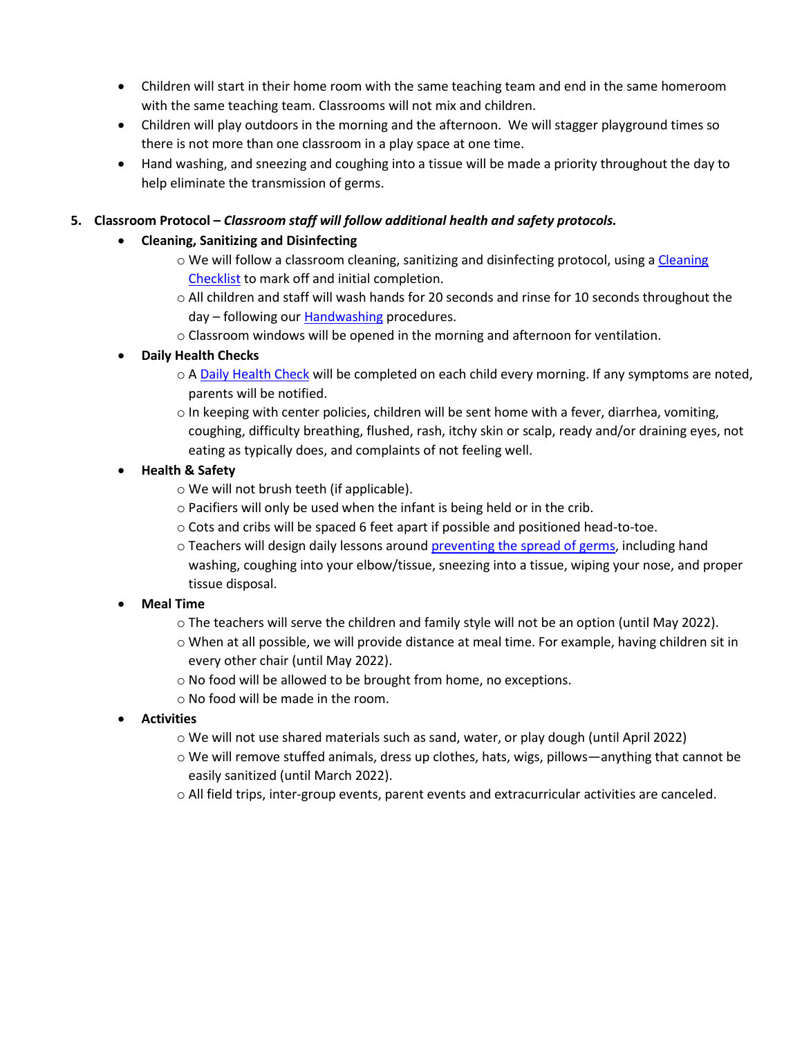- Children will start in their home room with the same teaching team and end in the same homeroom with the same teaching team. Classrooms will not mix and children.
- Children will play outdoors in the morning and the afternoon. We will stagger playground times so there is not more than one classroom in a play space at one time.
- Hand washing, and sneezing and coughing into a tissue will be made a priority throughout the day to help eliminate the transmission of germs.

5. **Classroom Protocol – *Classroom staff will follow additional health and safety protocols.***
    - **Cleaning, Sanitizing and Disinfecting**
        - We will follow a classroom cleaning, sanitizing and disinfecting protocol, using a Cleaning Checklist to mark off and initial completion.
        - All children and staff will wash hands for 20 seconds and rinse for 10 seconds throughout the day – following our Handwashing procedures.
        - Classroom windows will be opened in the morning and afternoon for ventilation.
    - **Daily Health Checks**
        - A Daily Health Check will be completed on each child every morning. If any symptoms are noted, parents will be notified.
        - In keeping with center policies, children will be sent home with a fever, diarrhea, vomiting, coughing, difficulty breathing, flushed, rash, itchy skin or scalp, ready and/or draining eyes, not eating as typically does, and complaints of not feeling well.
    - **Health & Safety**
        - We will not brush teeth (if applicable).
        - Pacifiers will only be used when the infant is being held or in the crib.
        - Cots and cribs will be spaced 6 feet apart if possible and positioned head-to-toe.
        - Teachers will design daily lessons around preventing the spread of germs, including hand washing, coughing into your elbow/tissue, sneezing into a tissue, wiping your nose, and proper tissue disposal.
    - **Meal Time**
        - The teachers will serve the children and family style will not be an option (until May 2022).
        - When at all possible, we will provide distance at meal time. For example, having children sit in every other chair (until May 2022).
        - No food will be allowed to be brought from home, no exceptions.
        - No food will be made in the room.
    - **Activities**
        - We will not use shared materials such as sand, water, or play dough (until April 2022)
        - We will remove stuffed animals, dress up clothes, hats, wigs, pillows—anything that cannot be easily sanitized (until March 2022).
        - All field trips, inter-group events, parent events and extracurricular activities are canceled.